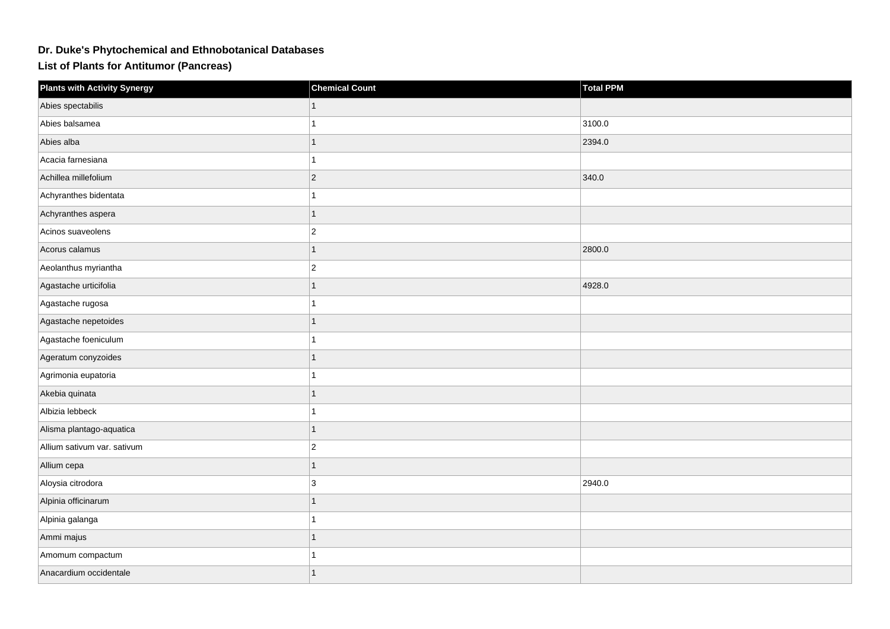# Dr. Duke's Phytochemical and Ethnobotanical Databases

## List of Plants for Antitumor (Pancreas)

| Plants with Activity Synergy | Chemical Count | Total PPM |
| --- | --- | --- |
| Abies spectabilis | 1 | |
| Abies balsamea | 1 | 3100.0 |
| Abies alba | 1 | 2394.0 |
| Acacia farnesiana | 1 | |
| Achillea millefolium | 2 | 340.0 |
| Achyranthes bidentata | 1 | |
| Achyranthes aspera | 1 | |
| Acinos suaveolens | 2 | |
| Acorus calamus | 1 | 2800.0 |
| Aeolanthus myriantha | 2 | |
| Agastache urticifolia | 1 | 4928.0 |
| Agastache rugosa | 1 | |
| Agastache nepetoides | 1 | |
| Agastache foeniculum | 1 | |
| Ageratum conyzoides | 1 | |
| Agrimonia eupatoria | 1 | |
| Akebia quinata | 1 | |
| Albizia lebbeck | 1 | |
| Alisma plantago-aquatica | 1 | |
| Allium sativum var. sativum | 2 | |
| Allium cepa | 1 | |
| Aloysia citrodora | 3 | 2940.0 |
| Alpinia officinarum | 1 | |
| Alpinia galanga | 1 | |
| Ammi majus | 1 | |
| Amomum compactum | 1 | |
| Anacardium occidentale | 1 | |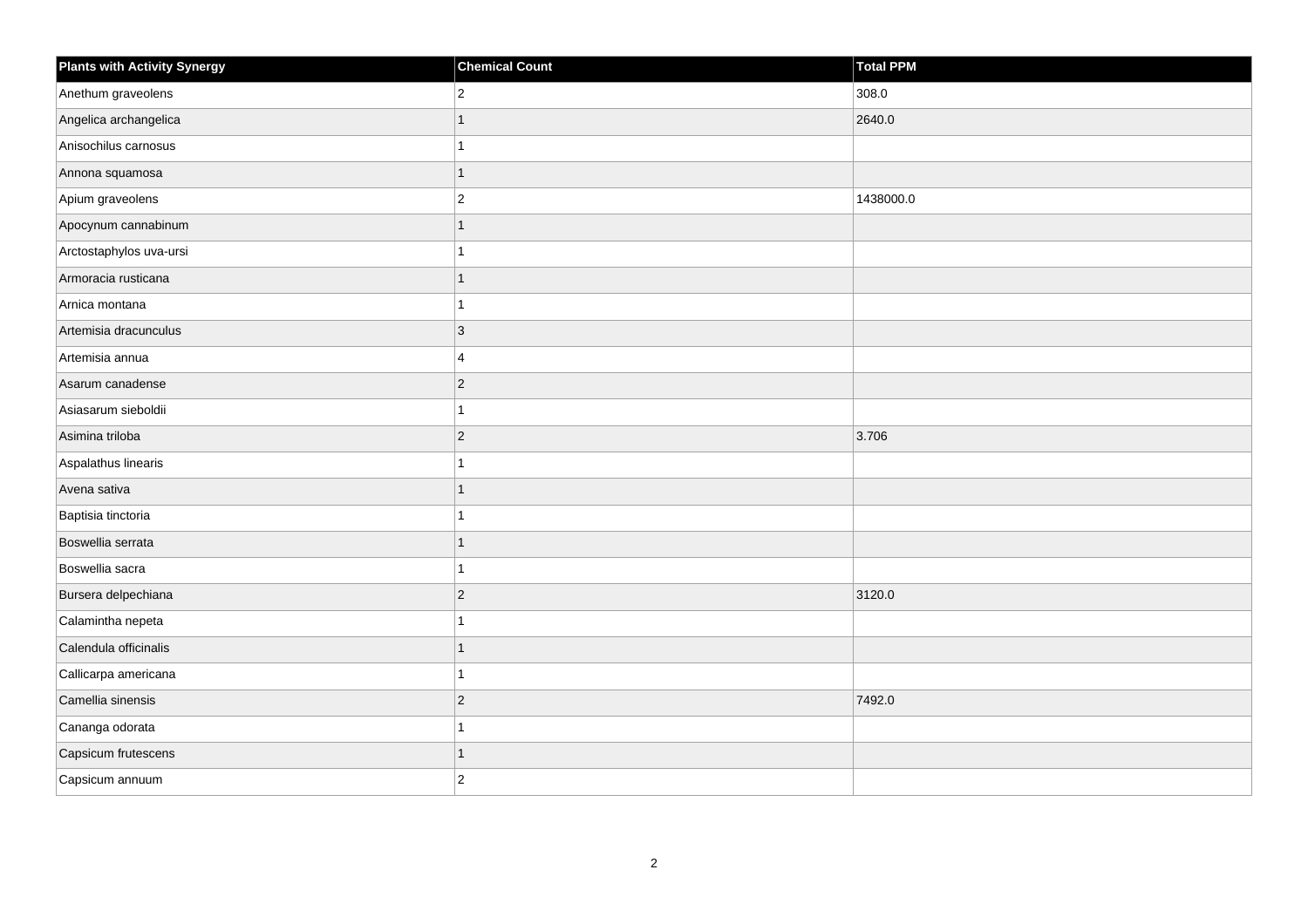| Plants with Activity Synergy | Chemical Count | Total PPM |
| --- | --- | --- |
| Anethum graveolens | 2 | 308.0 |
| Angelica archangelica | 1 | 2640.0 |
| Anisochilus carnosus | 1 | |
| Annona squamosa | 1 | |
| Apium graveolens | 2 | 1438000.0 |
| Apocynum cannabinum | 1 | |
| Arctostaphylos uva-ursi | 1 | |
| Armoracia rusticana | 1 | |
| Arnica montana | 1 | |
| Artemisia dracunculus | 3 | |
| Artemisia annua | 4 | |
| Asarum canadense | 2 | |
| Asiasarum sieboldii | 1 | |
| Asimina triloba | 2 | 3.706 |
| Aspalathus linearis | 1 | |
| Avena sativa | 1 | |
| Baptisia tinctoria | 1 | |
| Boswellia serrata | 1 | |
| Boswellia sacra | 1 | |
| Bursera delpechiana | 2 | 3120.0 |
| Calamintha nepeta | 1 | |
| Calendula officinalis | 1 | |
| Callicarpa americana | 1 | |
| Camellia sinensis | 2 | 7492.0 |
| Cananga odorata | 1 | |
| Capsicum frutescens | 1 | |
| Capsicum annuum | 2 | |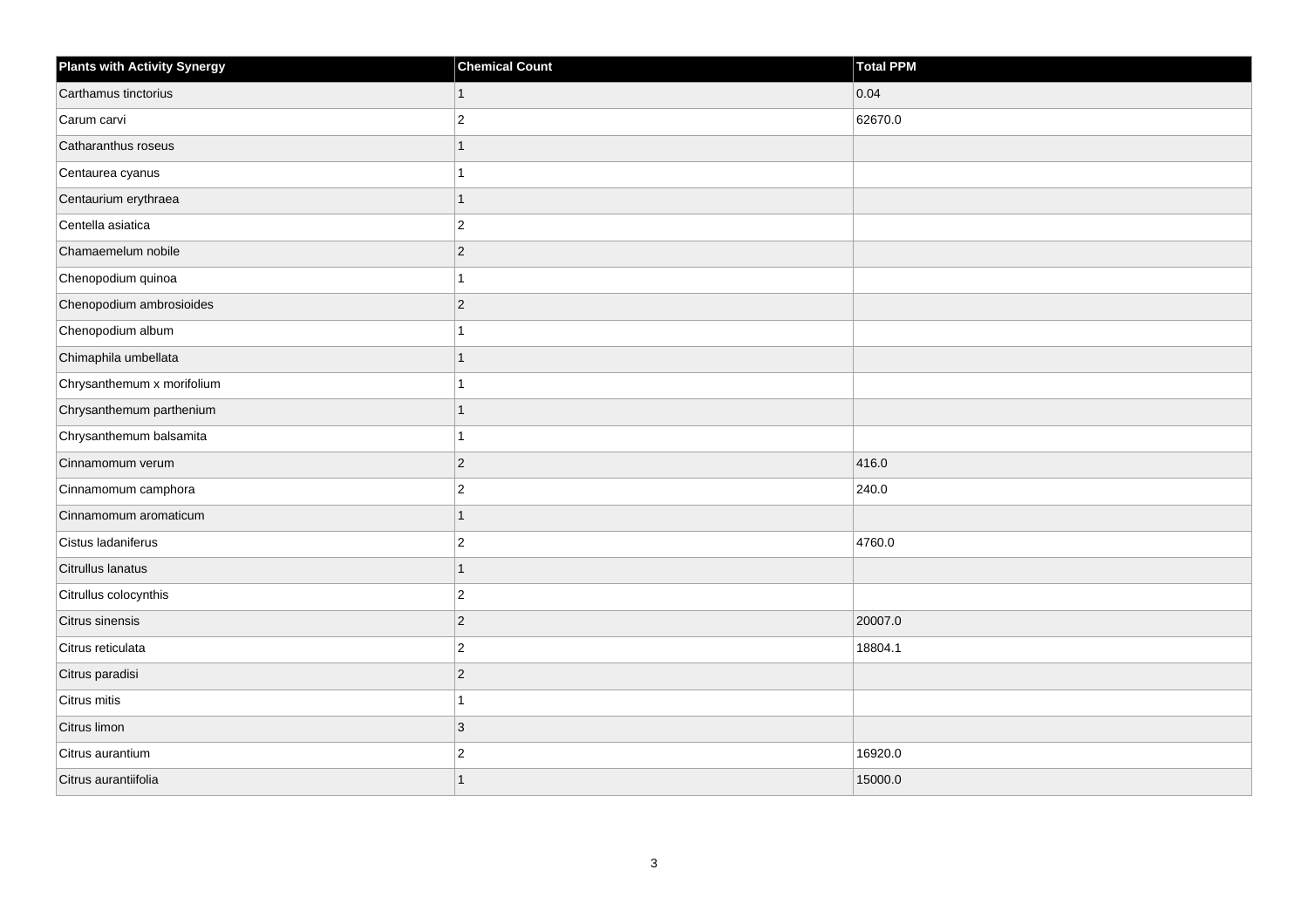| Plants with Activity Synergy | Chemical Count | Total PPM |
|---|---|---|
| Carthamus tinctorius | 1 | 0.04 |
| Carum carvi | 2 | 62670.0 |
| Catharanthus roseus | 1 | |
| Centaurea cyanus | 1 | |
| Centaurium erythraea | 1 | |
| Centella asiatica | 2 | |
| Chamaemelum nobile | 2 | |
| Chenopodium quinoa | 1 | |
| Chenopodium ambrosioides | 2 | |
| Chenopodium album | 1 | |
| Chimaphila umbellata | 1 | |
| Chrysanthemum x morifolium | 1 | |
| Chrysanthemum parthenium | 1 | |
| Chrysanthemum balsamita | 1 | |
| Cinnamomum verum | 2 | 416.0 |
| Cinnamomum camphora | 2 | 240.0 |
| Cinnamomum aromaticum | 1 | |
| Cistus ladaniferus | 2 | 4760.0 |
| Citrullus lanatus | 1 | |
| Citrullus colocynthis | 2 | |
| Citrus sinensis | 2 | 20007.0 |
| Citrus reticulata | 2 | 18804.1 |
| Citrus paradisi | 2 | |
| Citrus mitis | 1 | |
| Citrus limon | 3 | |
| Citrus aurantium | 2 | 16920.0 |
| Citrus aurantiifolia | 1 | 15000.0 |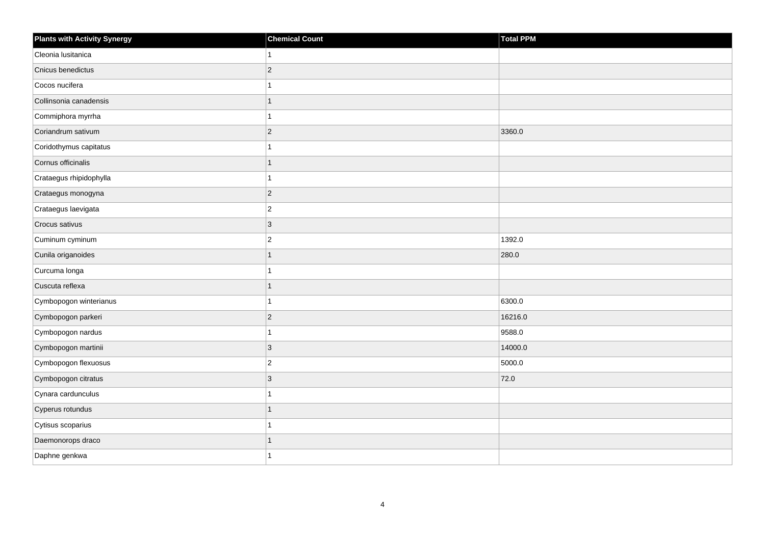| Plants with Activity Synergy | Chemical Count | Total PPM |
| --- | --- | --- |
| Cleonia lusitanica | 1 | |
| Cnicus benedictus | 2 | |
| Cocos nucifera | 1 | |
| Collinsonia canadensis | 1 | |
| Commiphora myrrha | 1 | |
| Coriandrum sativum | 2 | 3360.0 |
| Coridothymus capitatus | 1 | |
| Cornus officinalis | 1 | |
| Crataegus rhipidophylla | 1 | |
| Crataegus monogyna | 2 | |
| Crataegus laevigata | 2 | |
| Crocus sativus | 3 | |
| Cuminum cyminum | 2 | 1392.0 |
| Cunila origanoides | 1 | 280.0 |
| Curcuma longa | 1 | |
| Cuscuta reflexa | 1 | |
| Cymbopogon winterianus | 1 | 6300.0 |
| Cymbopogon parkeri | 2 | 16216.0 |
| Cymbopogon nardus | 1 | 9588.0 |
| Cymbopogon martinii | 3 | 14000.0 |
| Cymbopogon flexuosus | 2 | 5000.0 |
| Cymbopogon citratus | 3 | 72.0 |
| Cynara cardunculus | 1 | |
| Cyperus rotundus | 1 | |
| Cytisus scoparius | 1 | |
| Daemonorops draco | 1 | |
| Daphne genkwa | 1 | |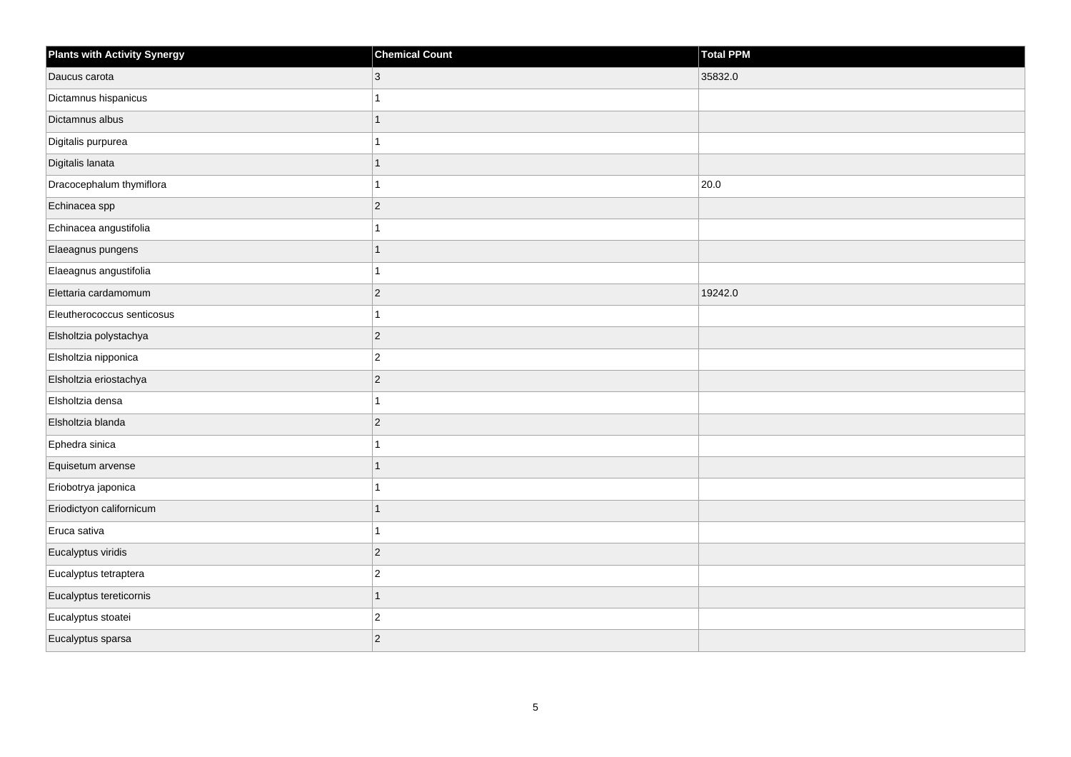| Plants with Activity Synergy | Chemical Count | Total PPM |
|---|---|---|
| Daucus carota | 3 | 35832.0 |
| Dictamnus hispanicus | 1 | |
| Dictamnus albus | 1 | |
| Digitalis purpurea | 1 | |
| Digitalis lanata | 1 | |
| Dracocephalum thymiflora | 1 | 20.0 |
| Echinacea spp | 2 | |
| Echinacea angustifolia | 1 | |
| Elaeagnus pungens | 1 | |
| Elaeagnus angustifolia | 1 | |
| Elettaria cardamomum | 2 | 19242.0 |
| Eleutherococcus senticosus | 1 | |
| Elsholtzia polystachya | 2 | |
| Elsholtzia nipponica | 2 | |
| Elsholtzia eriostachya | 2 | |
| Elsholtzia densa | 1 | |
| Elsholtzia blanda | 2 | |
| Ephedra sinica | 1 | |
| Equisetum arvense | 1 | |
| Eriobotrya japonica | 1 | |
| Eriodictyon californicum | 1 | |
| Eruca sativa | 1 | |
| Eucalyptus viridis | 2 | |
| Eucalyptus tetraptera | 2 | |
| Eucalyptus tereticornis | 1 | |
| Eucalyptus stoatei | 2 | |
| Eucalyptus sparsa | 2 | |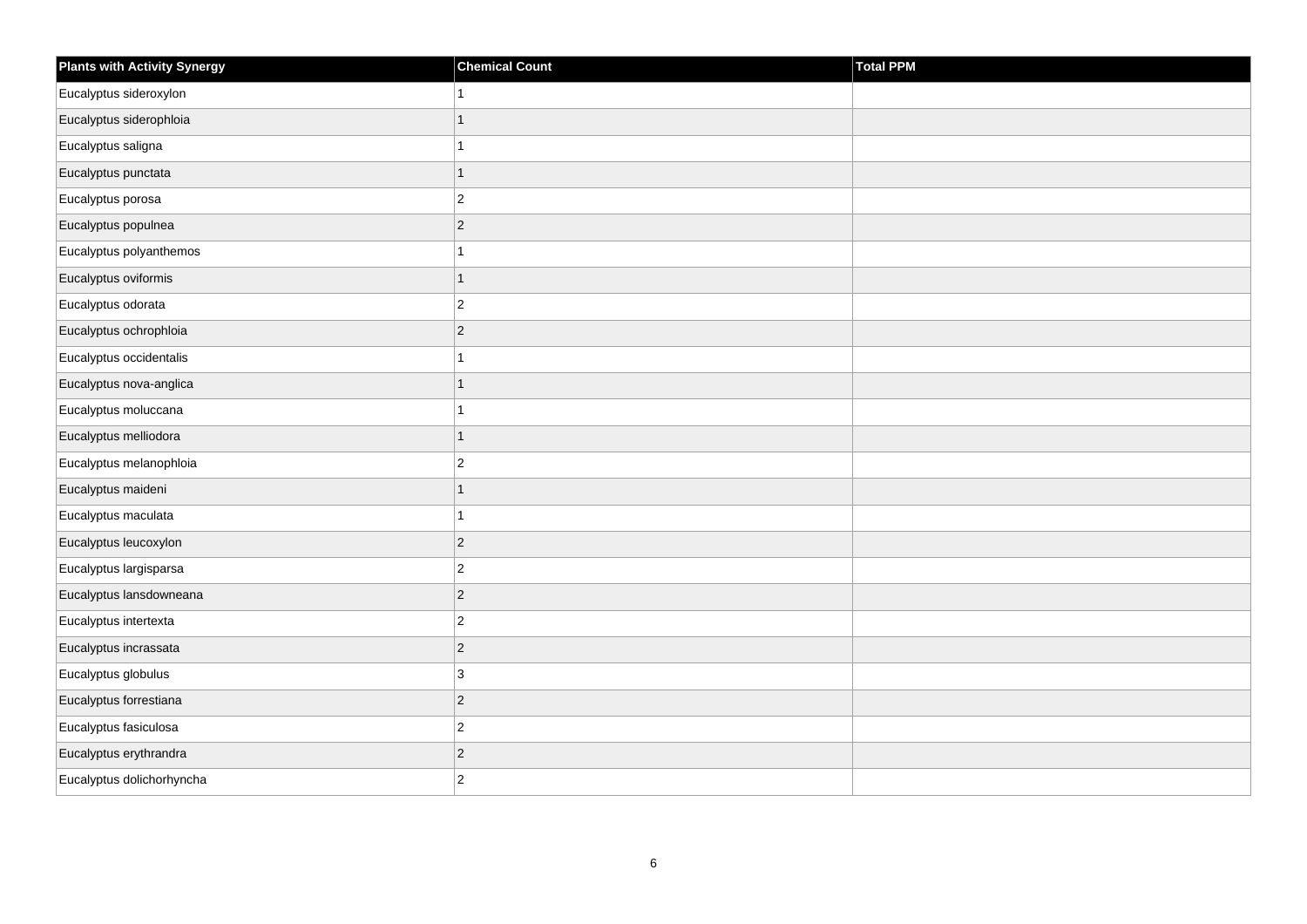| Plants with Activity Synergy | Chemical Count | Total PPM |
| --- | --- | --- |
| Eucalyptus sideroxylon | 1 | |
| Eucalyptus siderophloia | 1 | |
| Eucalyptus saligna | 1 | |
| Eucalyptus punctata | 1 | |
| Eucalyptus porosa | 2 | |
| Eucalyptus populnea | 2 | |
| Eucalyptus polyanthemos | 1 | |
| Eucalyptus oviformis | 1 | |
| Eucalyptus odorata | 2 | |
| Eucalyptus ochrophloia | 2 | |
| Eucalyptus occidentalis | 1 | |
| Eucalyptus nova-anglica | 1 | |
| Eucalyptus moluccana | 1 | |
| Eucalyptus melliodora | 1 | |
| Eucalyptus melanophloia | 2 | |
| Eucalyptus maideni | 1 | |
| Eucalyptus maculata | 1 | |
| Eucalyptus leucoxylon | 2 | |
| Eucalyptus largisparsa | 2 | |
| Eucalyptus lansdowneana | 2 | |
| Eucalyptus intertexta | 2 | |
| Eucalyptus incrassata | 2 | |
| Eucalyptus globulus | 3 | |
| Eucalyptus forrestiana | 2 | |
| Eucalyptus fasiculosa | 2 | |
| Eucalyptus erythrandra | 2 | |
| Eucalyptus dolichorhyncha | 2 | |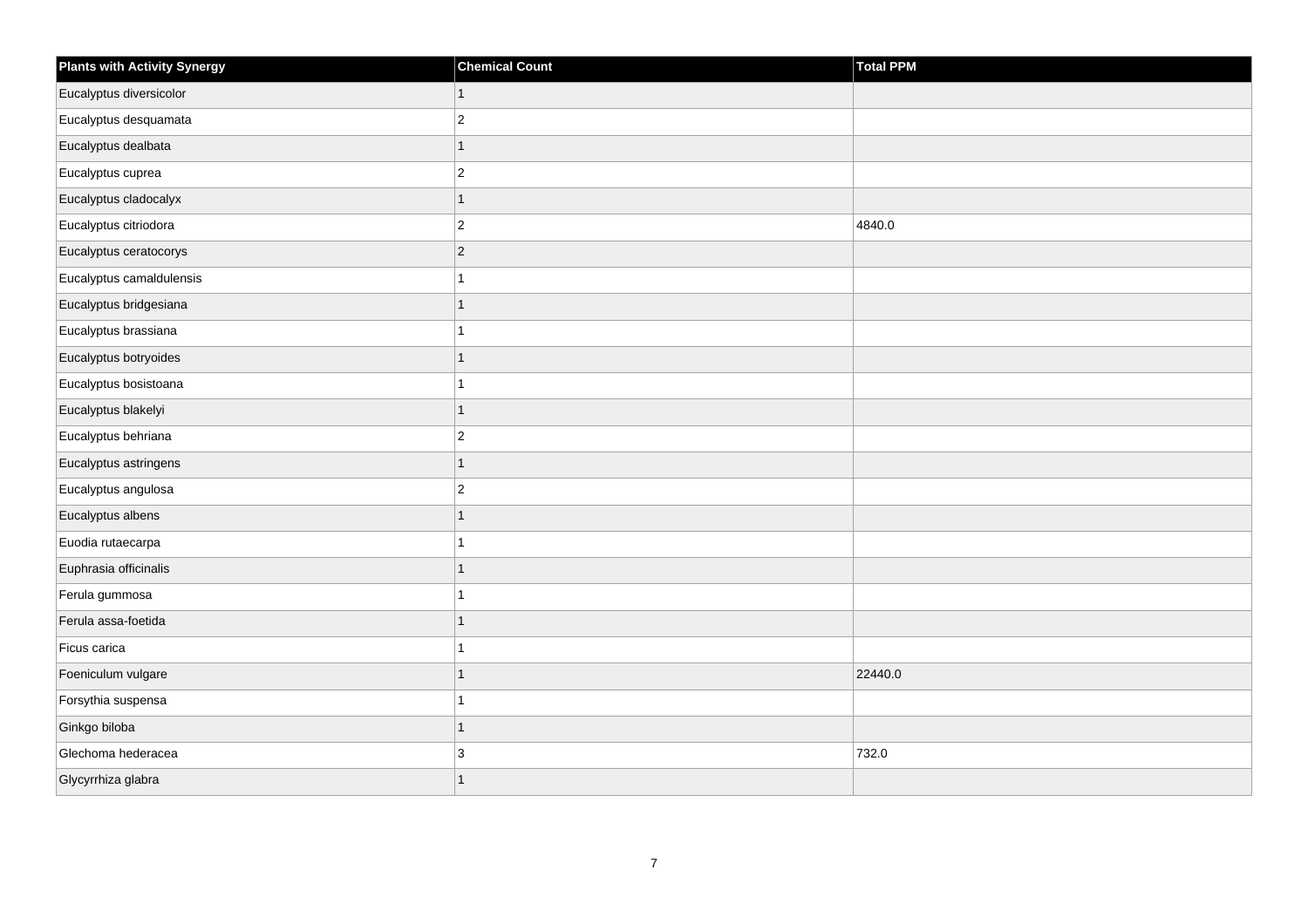| Plants with Activity Synergy | Chemical Count | Total PPM |
| --- | --- | --- |
| Eucalyptus diversicolor | 1 | |
| Eucalyptus desquamata | 2 | |
| Eucalyptus dealbata | 1 | |
| Eucalyptus cuprea | 2 | |
| Eucalyptus cladocalyx | 1 | |
| Eucalyptus citriodora | 2 | 4840.0 |
| Eucalyptus ceratocorys | 2 | |
| Eucalyptus camaldulensis | 1 | |
| Eucalyptus bridgesiana | 1 | |
| Eucalyptus brassiana | 1 | |
| Eucalyptus botryoides | 1 | |
| Eucalyptus bosistoana | 1 | |
| Eucalyptus blakelyi | 1 | |
| Eucalyptus behriana | 2 | |
| Eucalyptus astringens | 1 | |
| Eucalyptus angulosa | 2 | |
| Eucalyptus albens | 1 | |
| Euodia rutaecarpa | 1 | |
| Euphrasia officinalis | 1 | |
| Ferula gummosa | 1 | |
| Ferula assa-foetida | 1 | |
| Ficus carica | 1 | |
| Foeniculum vulgare | 1 | 22440.0 |
| Forsythia suspensa | 1 | |
| Ginkgo biloba | 1 | |
| Glechoma hederacea | 3 | 732.0 |
| Glycyrrhiza glabra | 1 | |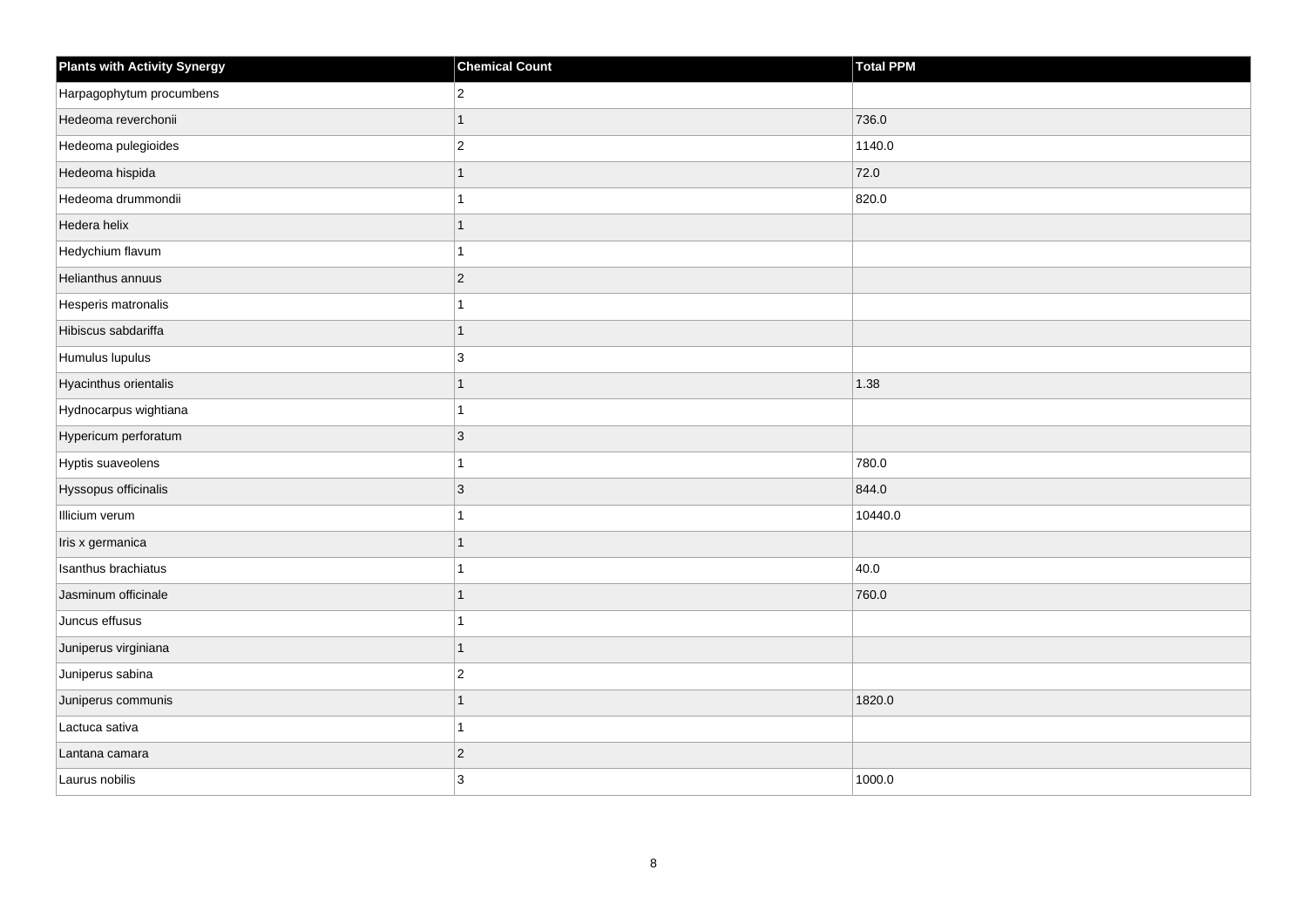| Plants with Activity Synergy | Chemical Count | Total PPM |
| --- | --- | --- |
| Harpagophytum procumbens | 2 | |
| Hedeoma reverchonii | 1 | 736.0 |
| Hedeoma pulegioides | 2 | 1140.0 |
| Hedeoma hispida | 1 | 72.0 |
| Hedeoma drummondii | 1 | 820.0 |
| Hedera helix | 1 | |
| Hedychium flavum | 1 | |
| Helianthus annuus | 2 | |
| Hesperis matronalis | 1 | |
| Hibiscus sabdariffa | 1 | |
| Humulus lupulus | 3 | |
| Hyacinthus orientalis | 1 | 1.38 |
| Hydnocarpus wightiana | 1 | |
| Hypericum perforatum | 3 | |
| Hyptis suaveolens | 1 | 780.0 |
| Hyssopus officinalis | 3 | 844.0 |
| Illicium verum | 1 | 10440.0 |
| Iris x germanica | 1 | |
| Isanthus brachiatus | 1 | 40.0 |
| Jasminum officinale | 1 | 760.0 |
| Juncus effusus | 1 | |
| Juniperus virginiana | 1 | |
| Juniperus sabina | 2 | |
| Juniperus communis | 1 | 1820.0 |
| Lactuca sativa | 1 | |
| Lantana camara | 2 | |
| Laurus nobilis | 3 | 1000.0 |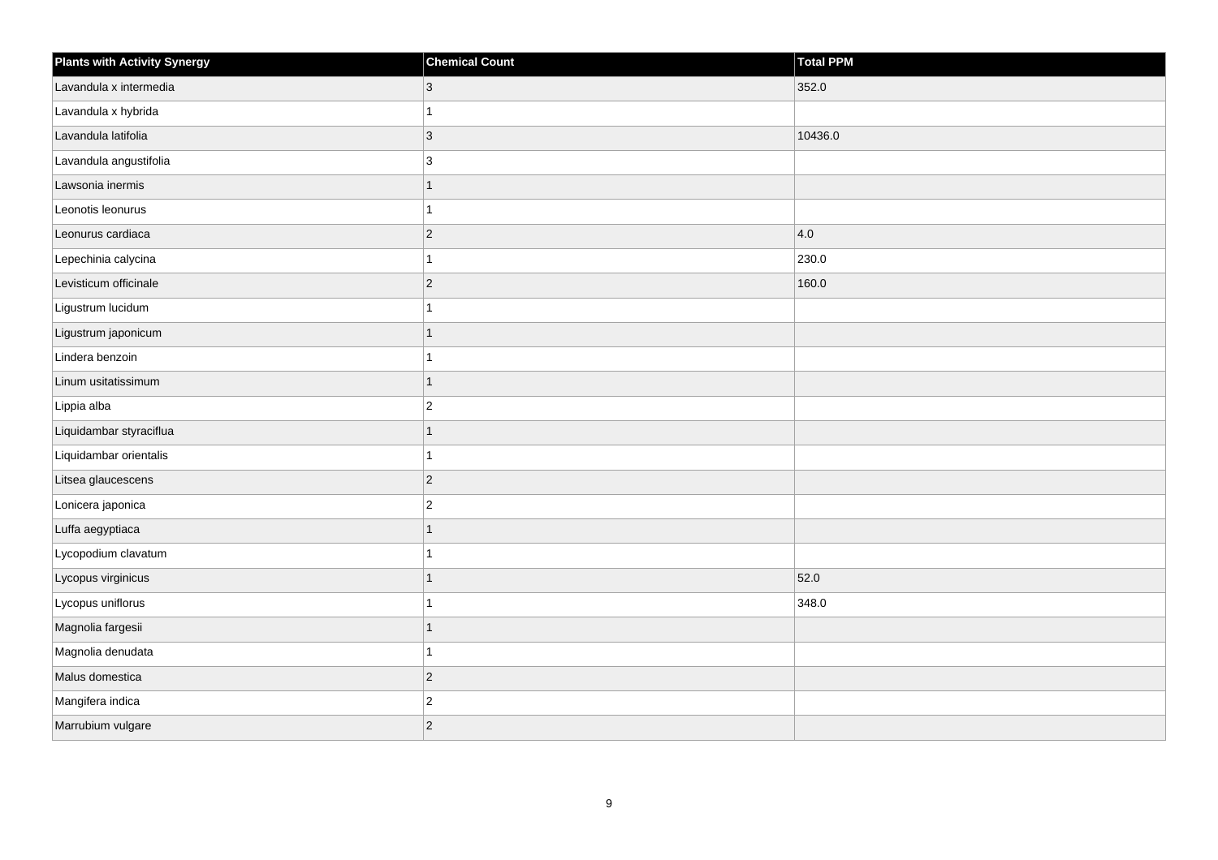| Plants with Activity Synergy | Chemical Count | Total PPM |
| --- | --- | --- |
| Lavandula x intermedia | 3 | 352.0 |
| Lavandula x hybrida | 1 | |
| Lavandula latifolia | 3 | 10436.0 |
| Lavandula angustifolia | 3 | |
| Lawsonia inermis | 1 | |
| Leonotis leonurus | 1 | |
| Leonurus cardiaca | 2 | 4.0 |
| Lepechinia calycina | 1 | 230.0 |
| Levisticum officinale | 2 | 160.0 |
| Ligustrum lucidum | 1 | |
| Ligustrum japonicum | 1 | |
| Lindera benzoin | 1 | |
| Linum usitatissimum | 1 | |
| Lippia alba | 2 | |
| Liquidambar styraciflua | 1 | |
| Liquidambar orientalis | 1 | |
| Litsea glaucescens | 2 | |
| Lonicera japonica | 2 | |
| Luffa aegyptiaca | 1 | |
| Lycopodium clavatum | 1 | |
| Lycopus virginicus | 1 | 52.0 |
| Lycopus uniflorus | 1 | 348.0 |
| Magnolia fargesii | 1 | |
| Magnolia denudata | 1 | |
| Malus domestica | 2 | |
| Mangifera indica | 2 | |
| Marrubium vulgare | 2 | |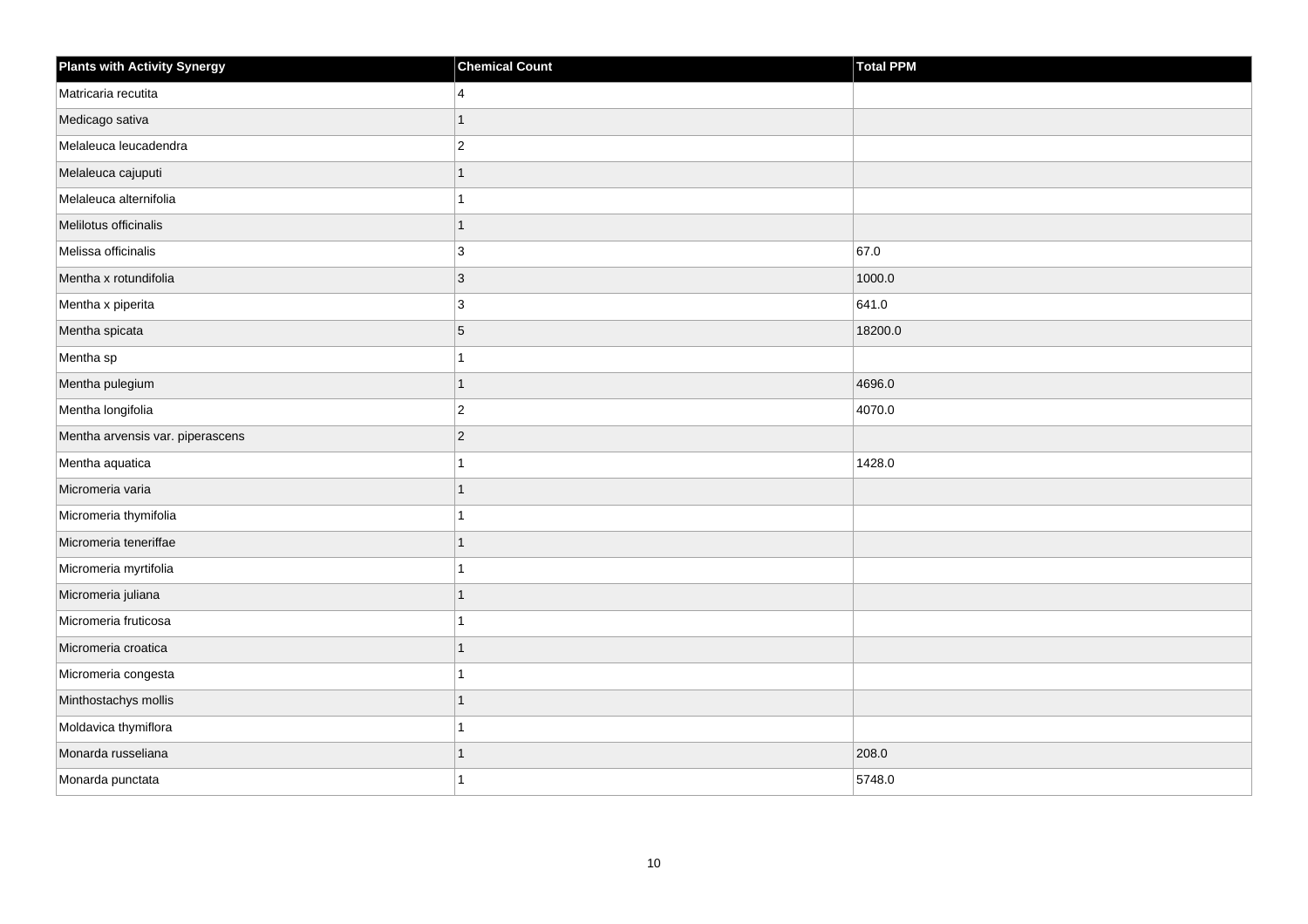| Plants with Activity Synergy | Chemical Count | Total PPM |
| --- | --- | --- |
| Matricaria recutita | 4 | |
| Medicago sativa | 1 | |
| Melaleuca leucadendra | 2 | |
| Melaleuca cajuputi | 1 | |
| Melaleuca alternifolia | 1 | |
| Melilotus officinalis | 1 | |
| Melissa officinalis | 3 | 67.0 |
| Mentha x rotundifolia | 3 | 1000.0 |
| Mentha x piperita | 3 | 641.0 |
| Mentha spicata | 5 | 18200.0 |
| Mentha sp | 1 | |
| Mentha pulegium | 1 | 4696.0 |
| Mentha longifolia | 2 | 4070.0 |
| Mentha arvensis var. piperascens | 2 | |
| Mentha aquatica | 1 | 1428.0 |
| Micromeria varia | 1 | |
| Micromeria thymifolia | 1 | |
| Micromeria teneriffae | 1 | |
| Micromeria myrtifolia | 1 | |
| Micromeria juliana | 1 | |
| Micromeria fruticosa | 1 | |
| Micromeria croatica | 1 | |
| Micromeria congesta | 1 | |
| Minthostachys mollis | 1 | |
| Moldavica thymiflora | 1 | |
| Monarda russeliana | 1 | 208.0 |
| Monarda punctata | 1 | 5748.0 |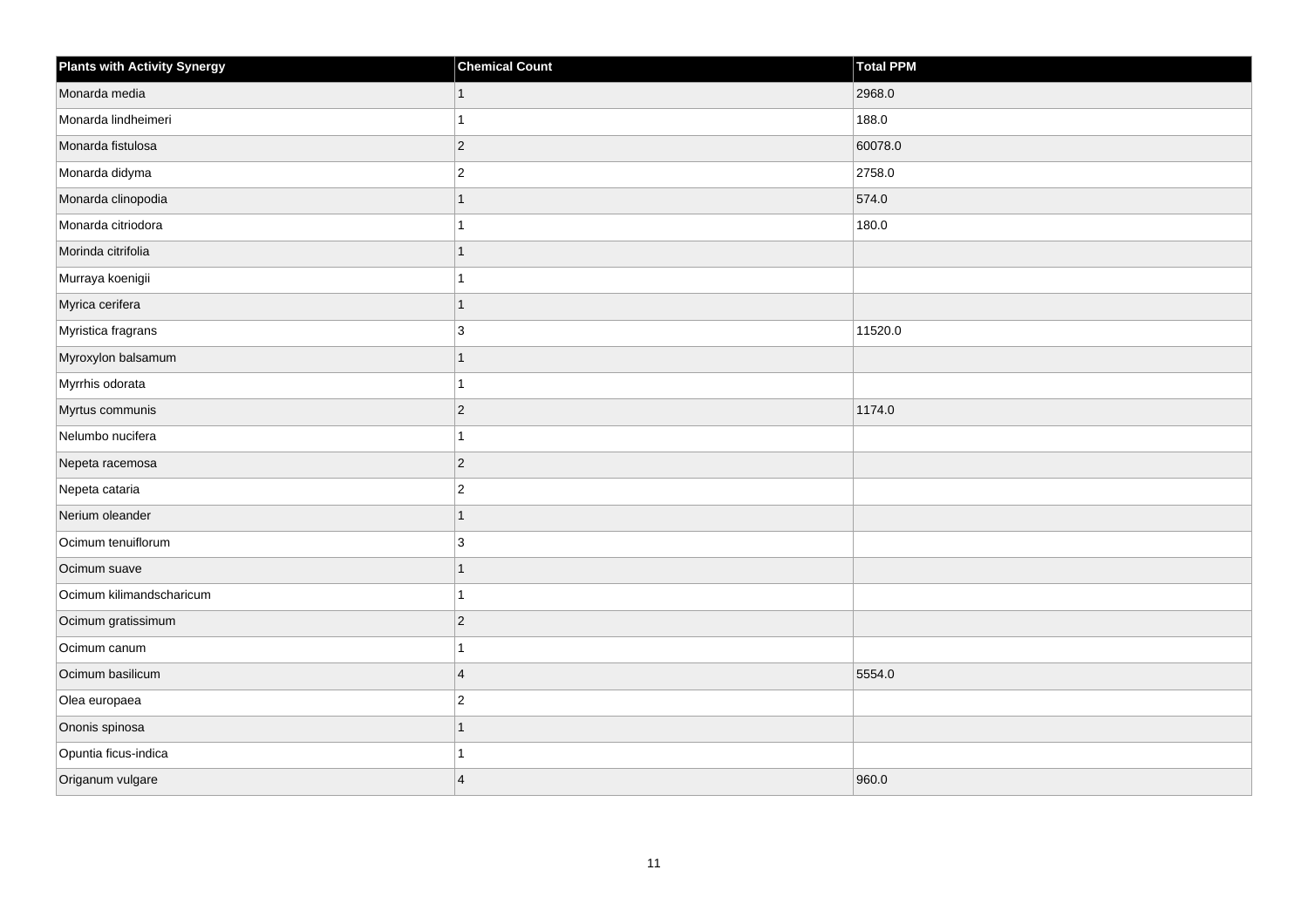| Plants with Activity Synergy | Chemical Count | Total PPM |
| --- | --- | --- |
| Monarda media | 1 | 2968.0 |
| Monarda lindheimeri | 1 | 188.0 |
| Monarda fistulosa | 2 | 60078.0 |
| Monarda didyma | 2 | 2758.0 |
| Monarda clinopodia | 1 | 574.0 |
| Monarda citriodora | 1 | 180.0 |
| Morinda citrifolia | 1 | |
| Murraya koenigii | 1 | |
| Myrica cerifera | 1 | |
| Myristica fragrans | 3 | 11520.0 |
| Myroxylon balsamum | 1 | |
| Myrrhis odorata | 1 | |
| Myrtus communis | 2 | 1174.0 |
| Nelumbo nucifera | 1 | |
| Nepeta racemosa | 2 | |
| Nepeta cataria | 2 | |
| Nerium oleander | 1 | |
| Ocimum tenuiflorum | 3 | |
| Ocimum suave | 1 | |
| Ocimum kilimandscharicum | 1 | |
| Ocimum gratissimum | 2 | |
| Ocimum canum | 1 | |
| Ocimum basilicum | 4 | 5554.0 |
| Olea europaea | 2 | |
| Ononis spinosa | 1 | |
| Opuntia ficus-indica | 1 | |
| Origanum vulgare | 4 | 960.0 |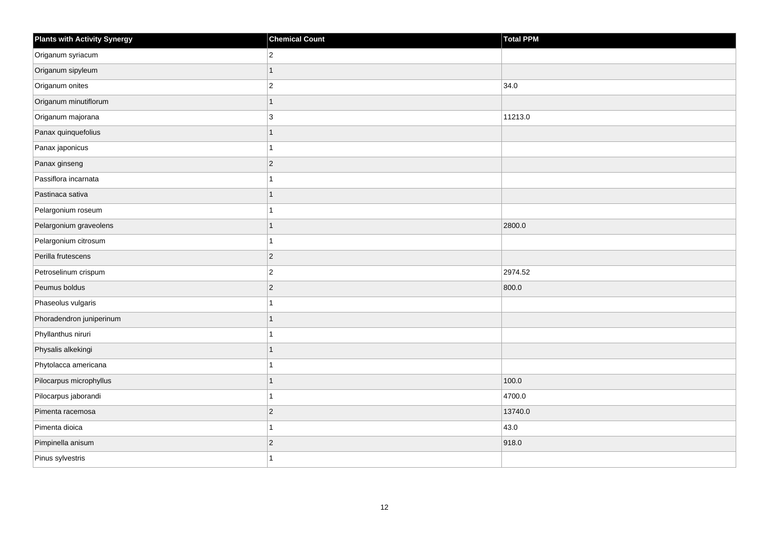| Plants with Activity Synergy | Chemical Count | Total PPM |
| --- | --- | --- |
| Origanum syriacum | 2 | |
| Origanum sipyleum | 1 | |
| Origanum onites | 2 | 34.0 |
| Origanum minutiflorum | 1 | |
| Origanum majorana | 3 | 11213.0 |
| Panax quinquefolius | 1 | |
| Panax japonicus | 1 | |
| Panax ginseng | 2 | |
| Passiflora incarnata | 1 | |
| Pastinaca sativa | 1 | |
| Pelargonium roseum | 1 | |
| Pelargonium graveolens | 1 | 2800.0 |
| Pelargonium citrosum | 1 | |
| Perilla frutescens | 2 | |
| Petroselinum crispum | 2 | 2974.52 |
| Peumus boldus | 2 | 800.0 |
| Phaseolus vulgaris | 1 | |
| Phoradendron juniperinum | 1 | |
| Phyllanthus niruri | 1 | |
| Physalis alkekingi | 1 | |
| Phytolacca americana | 1 | |
| Pilocarpus microphyllus | 1 | 100.0 |
| Pilocarpus jaborandi | 1 | 4700.0 |
| Pimenta racemosa | 2 | 13740.0 |
| Pimenta dioica | 1 | 43.0 |
| Pimpinella anisum | 2 | 918.0 |
| Pinus sylvestris | 1 | |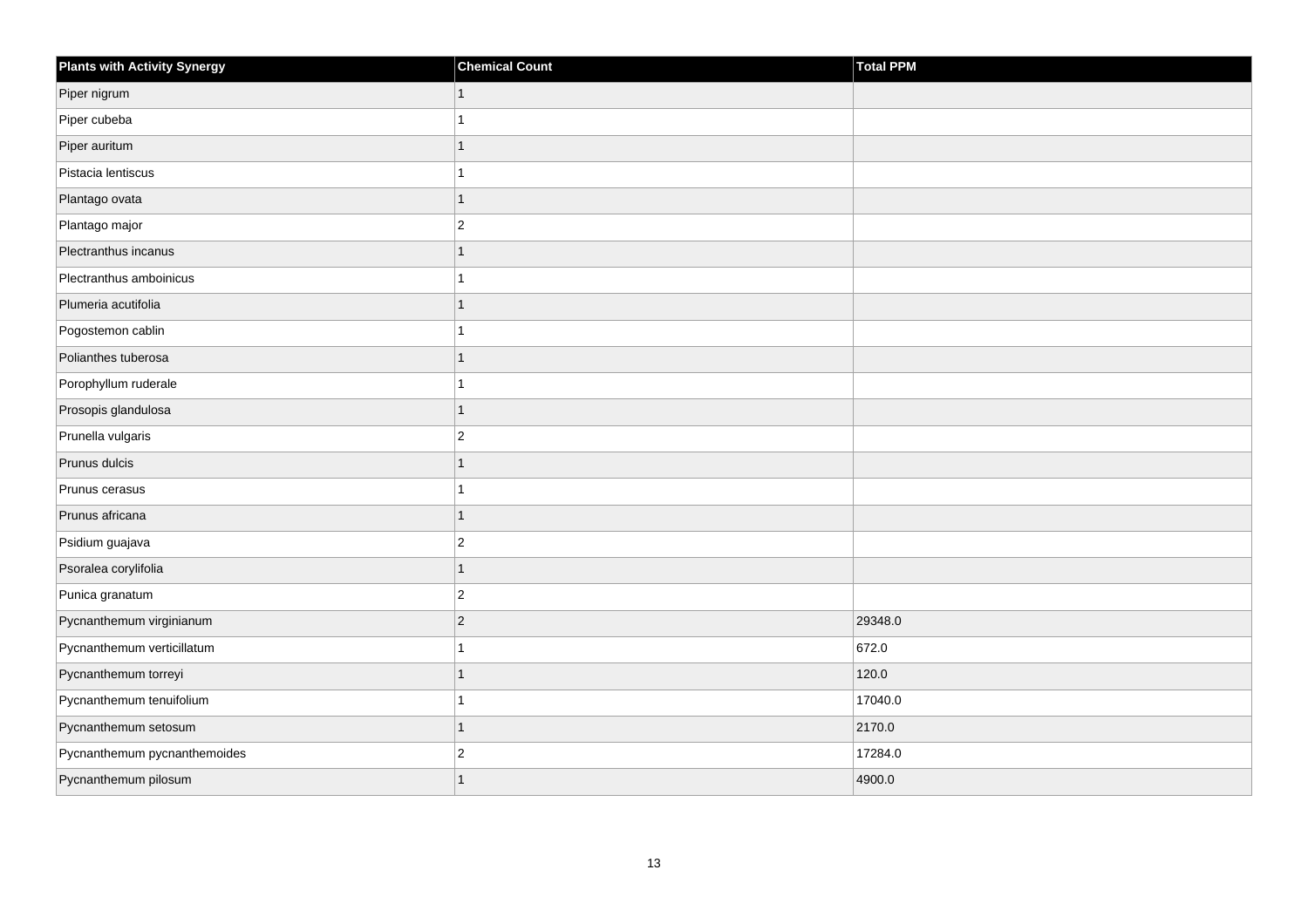| Plants with Activity Synergy | Chemical Count | Total PPM |
|---|---|---|
| Piper nigrum | 1 | |
| Piper cubeba | 1 | |
| Piper auritum | 1 | |
| Pistacia lentiscus | 1 | |
| Plantago ovata | 1 | |
| Plantago major | 2 | |
| Plectranthus incanus | 1 | |
| Plectranthus amboinicus | 1 | |
| Plumeria acutifolia | 1 | |
| Pogostemon cablin | 1 | |
| Polianthes tuberosa | 1 | |
| Porophyllum ruderale | 1 | |
| Prosopis glandulosa | 1 | |
| Prunella vulgaris | 2 | |
| Prunus dulcis | 1 | |
| Prunus cerasus | 1 | |
| Prunus africana | 1 | |
| Psidium guajava | 2 | |
| Psoralea corylifolia | 1 | |
| Punica granatum | 2 | |
| Pycnanthemum virginianum | 2 | 29348.0 |
| Pycnanthemum verticillatum | 1 | 672.0 |
| Pycnanthemum torreyi | 1 | 120.0 |
| Pycnanthemum tenuifolium | 1 | 17040.0 |
| Pycnanthemum setosum | 1 | 2170.0 |
| Pycnanthemum pycnanthemoides | 2 | 17284.0 |
| Pycnanthemum pilosum | 1 | 4900.0 |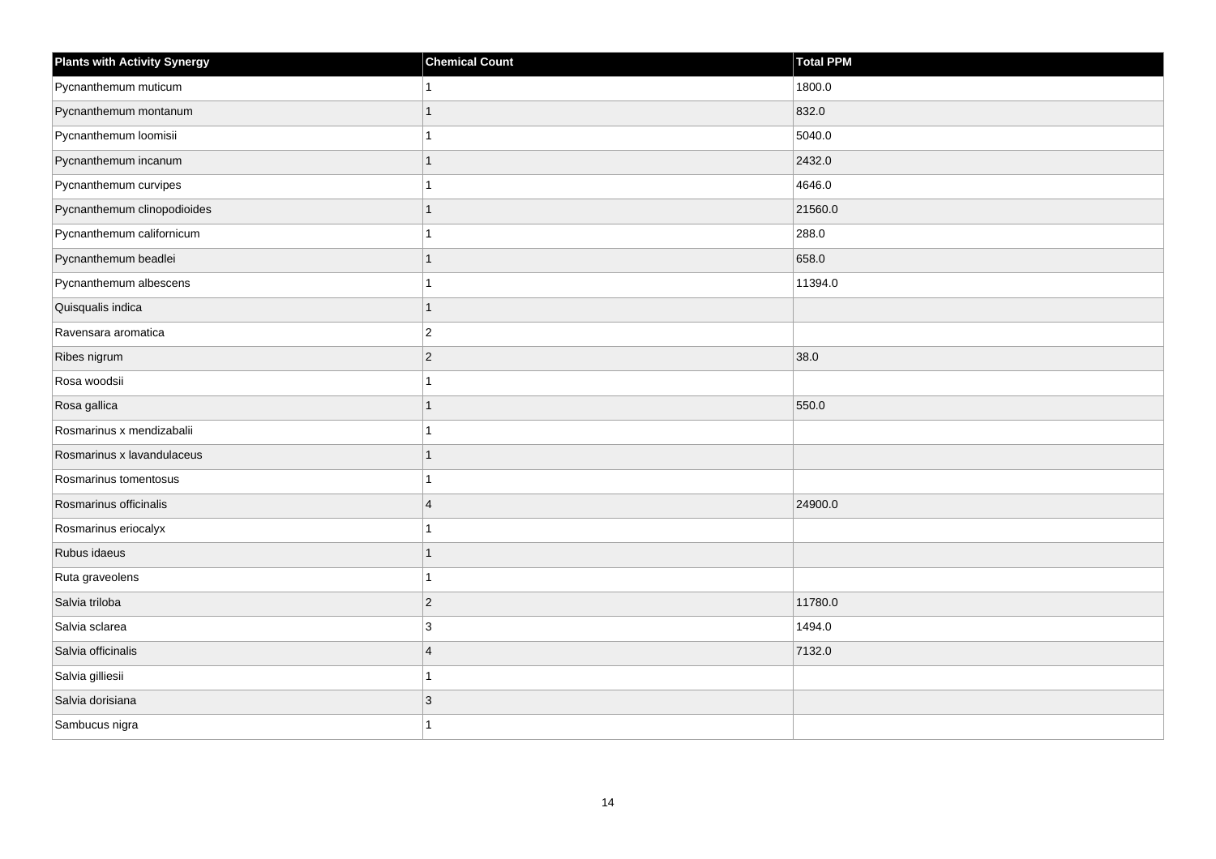| Plants with Activity Synergy | Chemical Count | Total PPM |
| --- | --- | --- |
| Pycnanthemum muticum | 1 | 1800.0 |
| Pycnanthemum montanum | 1 | 832.0 |
| Pycnanthemum loomisii | 1 | 5040.0 |
| Pycnanthemum incanum | 1 | 2432.0 |
| Pycnanthemum curvipes | 1 | 4646.0 |
| Pycnanthemum clinopodioides | 1 | 21560.0 |
| Pycnanthemum californicum | 1 | 288.0 |
| Pycnanthemum beadlei | 1 | 658.0 |
| Pycnanthemum albescens | 1 | 11394.0 |
| Quisqualis indica | 1 | |
| Ravensara aromatica | 2 | |
| Ribes nigrum | 2 | 38.0 |
| Rosa woodsii | 1 | |
| Rosa gallica | 1 | 550.0 |
| Rosmarinus x mendizabalii | 1 | |
| Rosmarinus x lavandulaceus | 1 | |
| Rosmarinus tomentosus | 1 | |
| Rosmarinus officinalis | 4 | 24900.0 |
| Rosmarinus eriocalyx | 1 | |
| Rubus idaeus | 1 | |
| Ruta graveolens | 1 | |
| Salvia triloba | 2 | 11780.0 |
| Salvia sclarea | 3 | 1494.0 |
| Salvia officinalis | 4 | 7132.0 |
| Salvia gilliesii | 1 | |
| Salvia dorisiana | 3 | |
| Sambucus nigra | 1 | |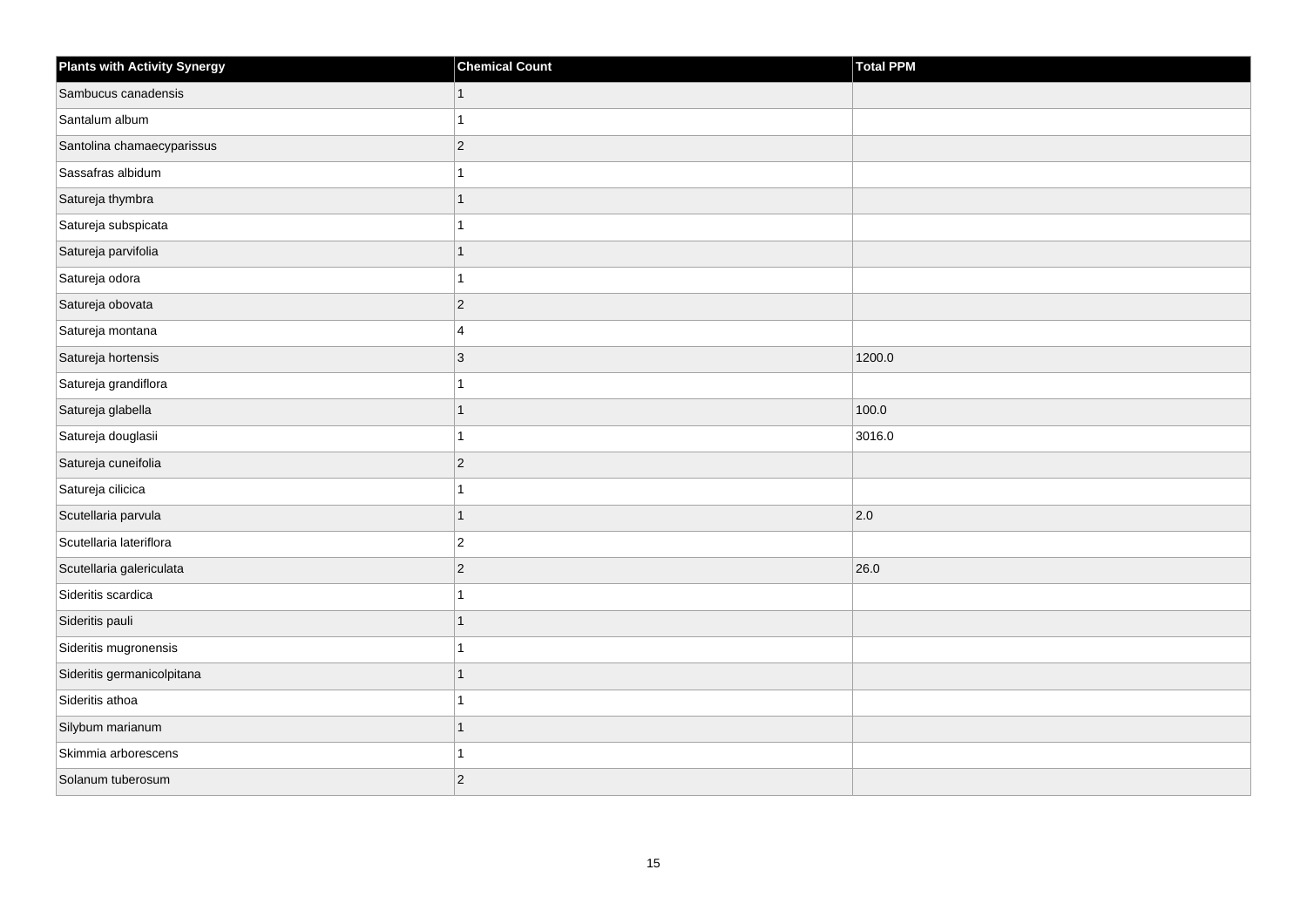| Plants with Activity Synergy | Chemical Count | Total PPM |
| --- | --- | --- |
| Sambucus canadensis | 1 | |
| Santalum album | 1 | |
| Santolina chamaecyparissus | 2 | |
| Sassafras albidum | 1 | |
| Satureja thymbra | 1 | |
| Satureja subspicata | 1 | |
| Satureja parvifolia | 1 | |
| Satureja odora | 1 | |
| Satureja obovata | 2 | |
| Satureja montana | 4 | |
| Satureja hortensis | 3 | 1200.0 |
| Satureja grandiflora | 1 | |
| Satureja glabella | 1 | 100.0 |
| Satureja douglasii | 1 | 3016.0 |
| Satureja cuneifolia | 2 | |
| Satureja cilicica | 1 | |
| Scutellaria parvula | 1 | 2.0 |
| Scutellaria lateriflora | 2 | |
| Scutellaria galericulata | 2 | 26.0 |
| Sideritis scardica | 1 | |
| Sideritis pauli | 1 | |
| Sideritis mugronensis | 1 | |
| Sideritis germanicolpitana | 1 | |
| Sideritis athoa | 1 | |
| Silybum marianum | 1 | |
| Skimmia arborescens | 1 | |
| Solanum tuberosum | 2 | |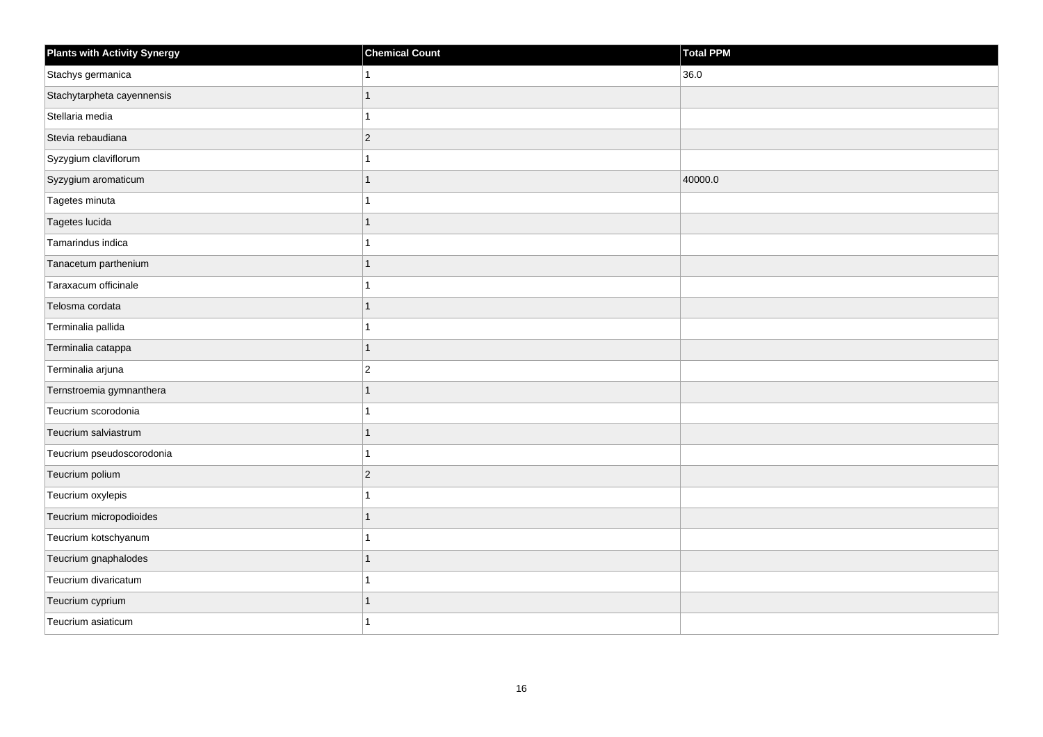| Plants with Activity Synergy | Chemical Count | Total PPM |
| --- | --- | --- |
| Stachys germanica | 1 | 36.0 |
| Stachytarpheta cayennensis | 1 | |
| Stellaria media | 1 | |
| Stevia rebaudiana | 2 | |
| Syzygium claviflorum | 1 | |
| Syzygium aromaticum | 1 | 40000.0 |
| Tagetes minuta | 1 | |
| Tagetes lucida | 1 | |
| Tamarindus indica | 1 | |
| Tanacetum parthenium | 1 | |
| Taraxacum officinale | 1 | |
| Telosma cordata | 1 | |
| Terminalia pallida | 1 | |
| Terminalia catappa | 1 | |
| Terminalia arjuna | 2 | |
| Ternstroemia gymnanthera | 1 | |
| Teucrium scorodonia | 1 | |
| Teucrium salviastrum | 1 | |
| Teucrium pseudoscorodonia | 1 | |
| Teucrium polium | 2 | |
| Teucrium oxylepis | 1 | |
| Teucrium micropodioides | 1 | |
| Teucrium kotschyanum | 1 | |
| Teucrium gnaphalodes | 1 | |
| Teucrium divaricatum | 1 | |
| Teucrium cyprium | 1 | |
| Teucrium asiaticum | 1 | |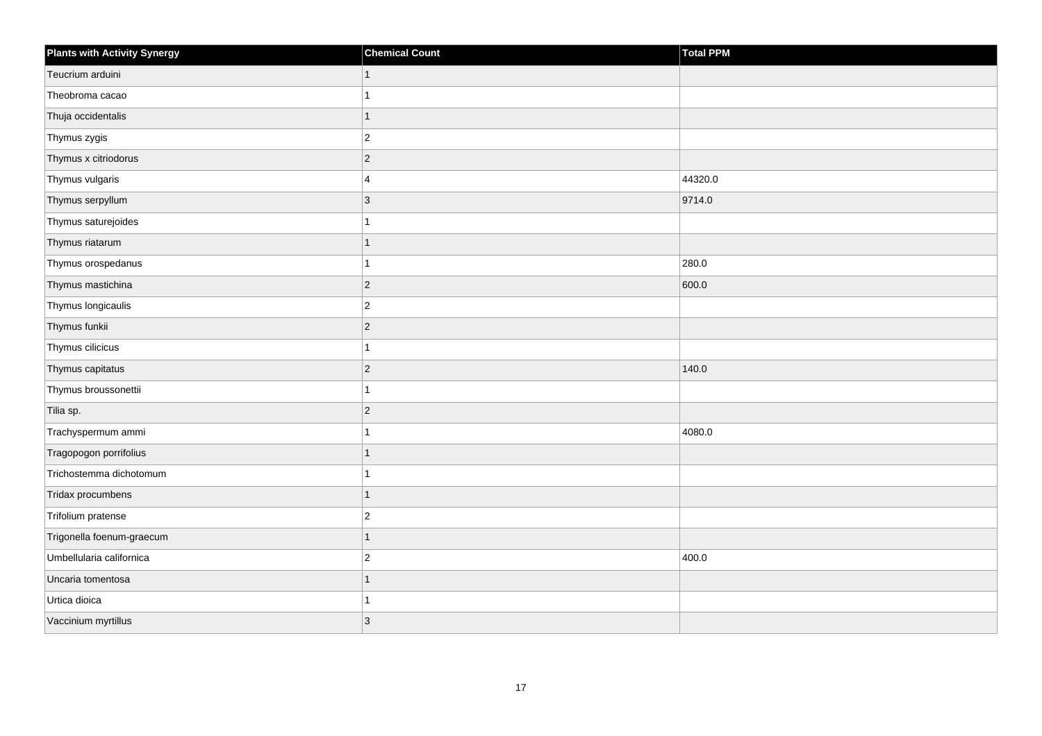| Plants with Activity Synergy | Chemical Count | Total PPM |
| --- | --- | --- |
| Teucrium arduini | 1 | |
| Theobroma cacao | 1 | |
| Thuja occidentalis | 1 | |
| Thymus zygis | 2 | |
| Thymus x citriodorus | 2 | |
| Thymus vulgaris | 4 | 44320.0 |
| Thymus serpyllum | 3 | 9714.0 |
| Thymus saturejoides | 1 | |
| Thymus riatarum | 1 | |
| Thymus orospedanus | 1 | 280.0 |
| Thymus mastichina | 2 | 600.0 |
| Thymus longicaulis | 2 | |
| Thymus funkii | 2 | |
| Thymus cilicicus | 1 | |
| Thymus capitatus | 2 | 140.0 |
| Thymus broussonettii | 1 | |
| Tilia sp. | 2 | |
| Trachyspermum ammi | 1 | 4080.0 |
| Tragopogon porrifolius | 1 | |
| Trichostemma dichotomum | 1 | |
| Tridax procumbens | 1 | |
| Trifolium pratense | 2 | |
| Trigonella foenum-graecum | 1 | |
| Umbellularia californica | 2 | 400.0 |
| Uncaria tomentosa | 1 | |
| Urtica dioica | 1 | |
| Vaccinium myrtillus | 3 | |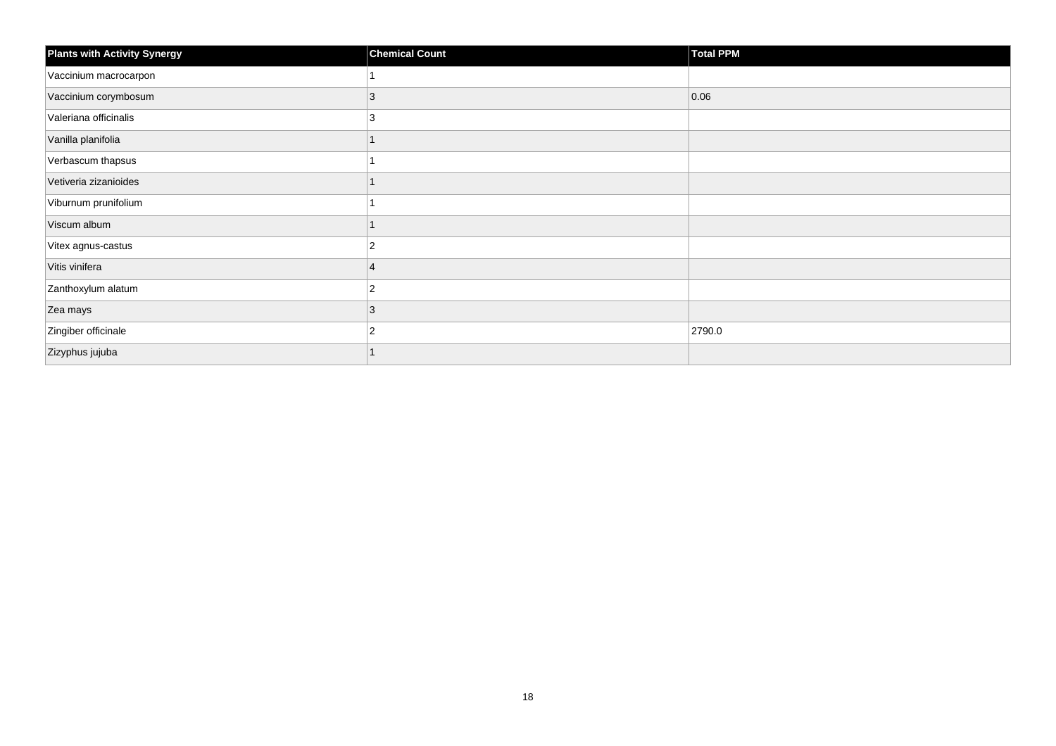| Plants with Activity Synergy | Chemical Count | Total PPM |
| --- | --- | --- |
| Vaccinium macrocarpon | 1 | |
| Vaccinium corymbosum | 3 | 0.06 |
| Valeriana officinalis | 3 | |
| Vanilla planifolia | 1 | |
| Verbascum thapsus | 1 | |
| Vetiveria zizanioides | 1 | |
| Viburnum prunifolium | 1 | |
| Viscum album | 1 | |
| Vitex agnus-castus | 2 | |
| Vitis vinifera | 4 | |
| Zanthoxylum alatum | 2 | |
| Zea mays | 3 | |
| Zingiber officinale | 2 | 2790.0 |
| Zizyphus jujuba | 1 | |